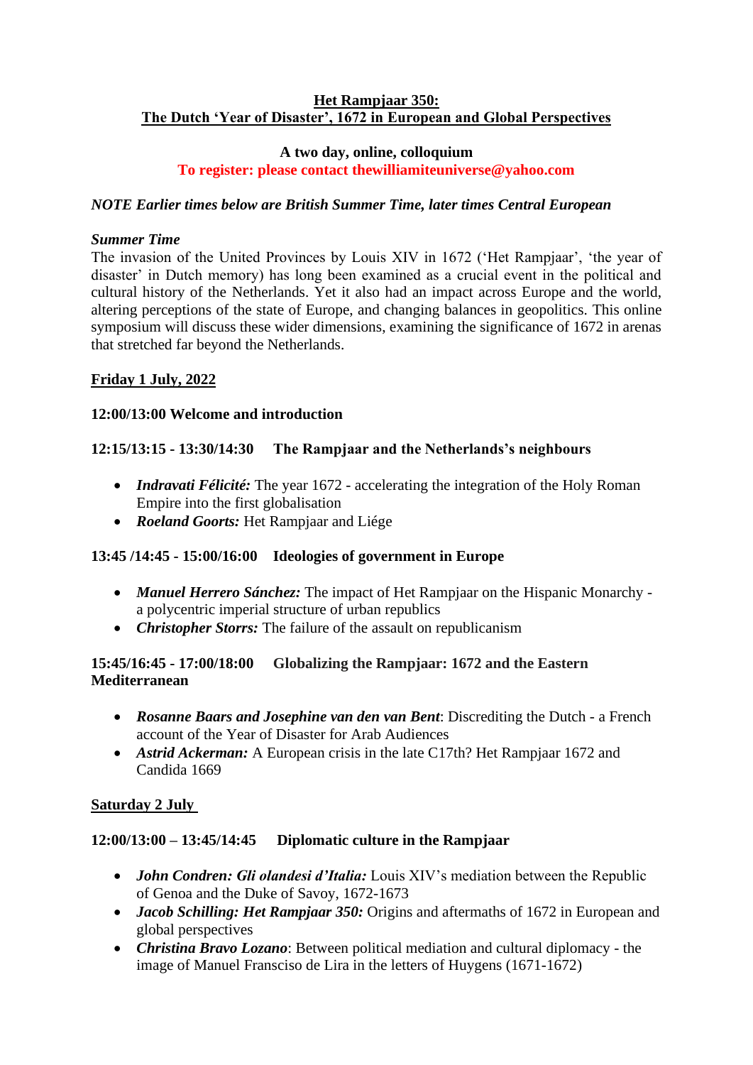# Het Rampjaar 350: The Dutch 'Year of Disaster', 1672 in European and Global Perspectives

**A two day, online, colloquium**

**To register: please contact thewilliamiteuniverse@yahoo.com**

***NOTE Earlier times below are British Summer Time, later times Central European***

***Summer Time***

The invasion of the United Provinces by Louis XIV in 1672 ('Het Rampjaar', 'the year of disaster' in Dutch memory) has long been examined as a crucial event in the political and cultural history of the Netherlands. Yet it also had an impact across Europe and the world, altering perceptions of the state of Europe, and changing balances in geopolitics. This online symposium will discuss these wider dimensions, examining the significance of 1672 in arenas that stretched far beyond the Netherlands.

## Friday 1 July, 2022

**12:00/13:00 Welcome and introduction**

**12:15/13:15 - 13:30/14:30 The Rampjaar and the Netherlands's neighbours**

- ***Indravati Félicité:*** The year 1672 - accelerating the integration of the Holy Roman Empire into the first globalisation
- ***Roeland Goorts:*** Het Rampjaar and Liége

**13:45 /14:45 - 15:00/16:00 Ideologies of government in Europe**

- ***Manuel Herrero Sánchez:*** The impact of Het Rampjaar on the Hispanic Monarchy - a polycentric imperial structure of urban republics
- ***Christopher Storrs:*** The failure of the assault on republicanism

**15:45/16:45 - 17:00/18:00 Globalizing the Rampjaar: 1672 and the Eastern Mediterranean**

- ***Rosanne Baars and Josephine van den van Bent***: Discrediting the Dutch - a French account of the Year of Disaster for Arab Audiences
- ***Astrid Ackerman:*** A European crisis in the late C17th? Het Rampjaar 1672 and Candida 1669

## Saturday 2 July

**12:00/13:00 – 13:45/14:45 Diplomatic culture in the Rampjaar**

- ***John Condren: Gli olandesi d'Italia:*** Louis XIV's mediation between the Republic of Genoa and the Duke of Savoy, 1672-1673
- ***Jacob Schilling: Het Rampjaar 350:*** Origins and aftermaths of 1672 in European and global perspectives
- ***Christina Bravo Lozano***: Between political mediation and cultural diplomacy - the image of Manuel Fransciso de Lira in the letters of Huygens (1671-1672)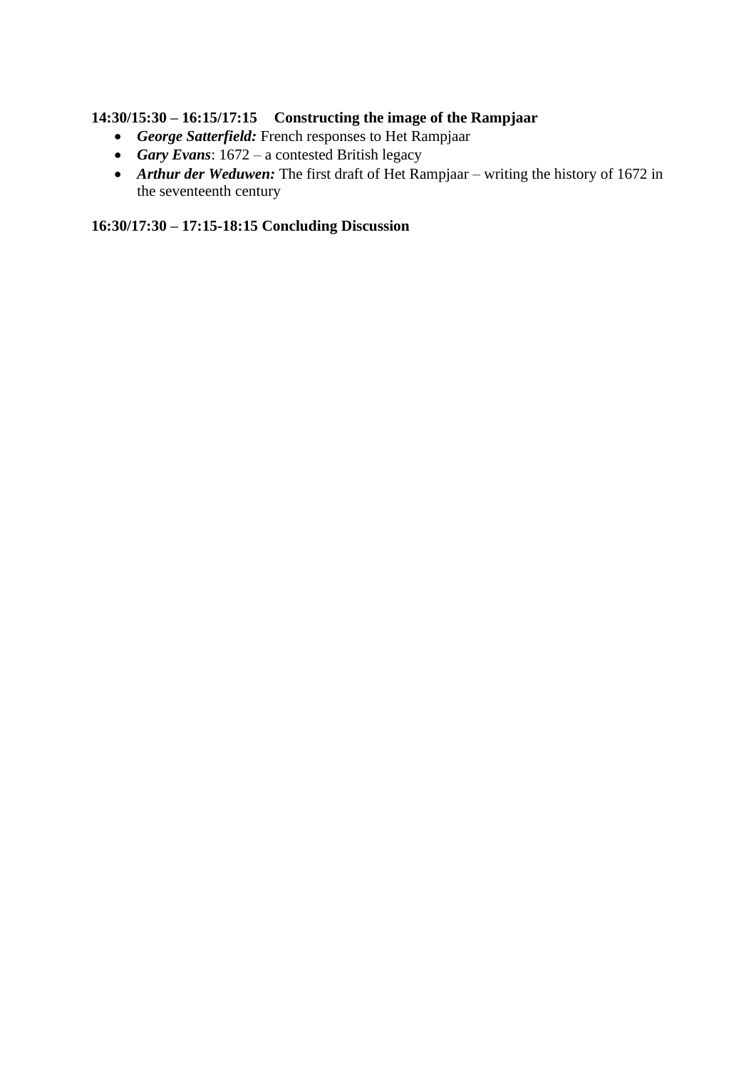**14:30/15:30 – 16:15/17:15 Constructing the image of the Rampjaar**

- ***George Satterfield:*** French responses to Het Rampjaar
- ***Gary Evans***: 1672 – a contested British legacy
- ***Arthur der Weduwen:*** The first draft of Het Rampjaar – writing the history of 1672 in the seventeenth century

**16:30/17:30 – 17:15-18:15 Concluding Discussion**